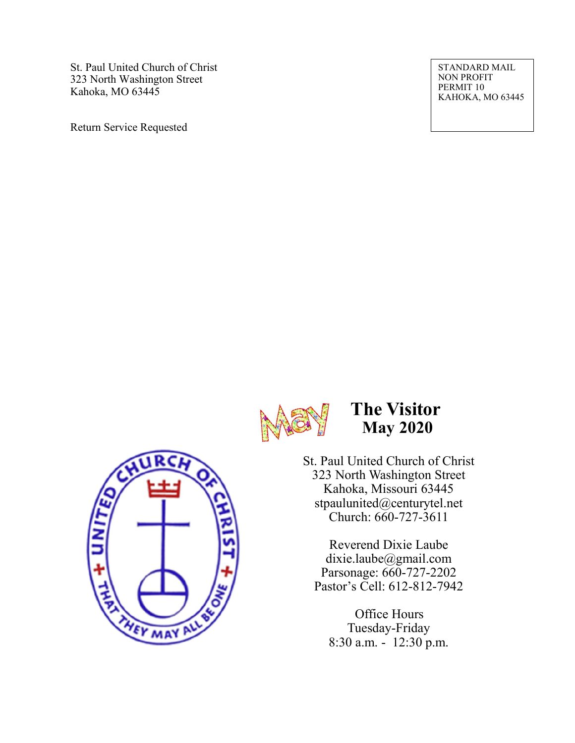St. Paul United Church of Christ
323 North Washington Street
Kahoka, MO 63445

Return Service Requested

STANDARD MAIL
NON PROFIT
PERMIT 10
KAHOKA, MO 63445

# The Visitor
## May 2020

St. Paul United Church of Christ
323 North Washington Street
Kahoka, Missouri 63445
stpaulunited@centurytel.net
Church: 660-727-3611

Reverend Dixie Laube
dixie.laube@gmail.com
Parsonage: 660-727-2202
Pastor's Cell: 612-812-7942

Office Hours
Tuesday-Friday
8:30 a.m. - 12:30 p.m.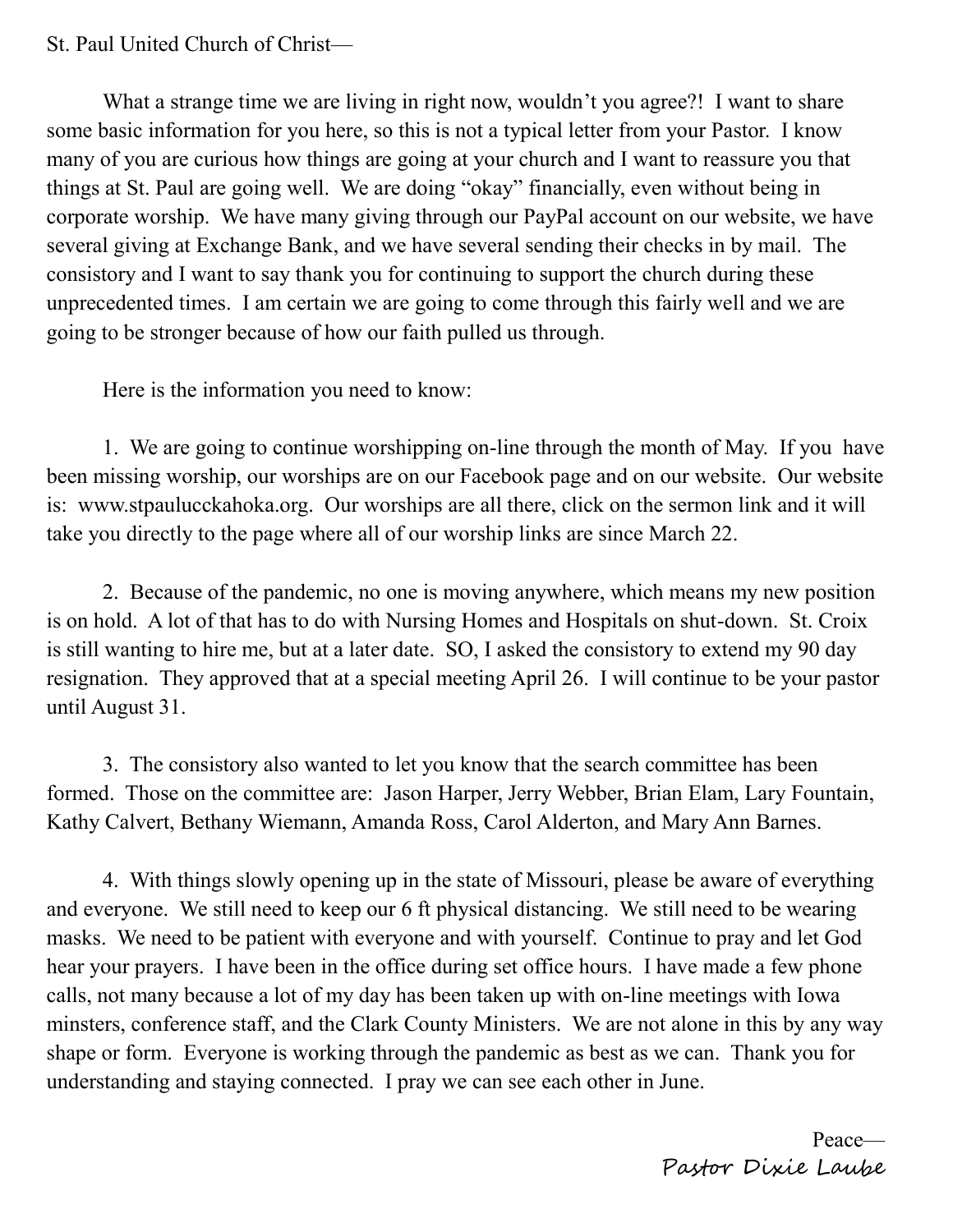St. Paul United Church of Christ—

What a strange time we are living in right now, wouldn't you agree?! I want to share some basic information for you here, so this is not a typical letter from your Pastor. I know many of you are curious how things are going at your church and I want to reassure you that things at St. Paul are going well. We are doing "okay" financially, even without being in corporate worship. We have many giving through our PayPal account on our website, we have several giving at Exchange Bank, and we have several sending their checks in by mail. The consistory and I want to say thank you for continuing to support the church during these unprecedented times. I am certain we are going to come through this fairly well and we are going to be stronger because of how our faith pulled us through.

Here is the information you need to know:

1. We are going to continue worshipping on-line through the month of May. If you have been missing worship, our worships are on our Facebook page and on our website. Our website is: www.stpaulucckahoka.org. Our worships are all there, click on the sermon link and it will take you directly to the page where all of our worship links are since March 22.

2. Because of the pandemic, no one is moving anywhere, which means my new position is on hold. A lot of that has to do with Nursing Homes and Hospitals on shut-down. St. Croix is still wanting to hire me, but at a later date. SO, I asked the consistory to extend my 90 day resignation. They approved that at a special meeting April 26. I will continue to be your pastor until August 31.

3. The consistory also wanted to let you know that the search committee has been formed. Those on the committee are: Jason Harper, Jerry Webber, Brian Elam, Lary Fountain, Kathy Calvert, Bethany Wiemann, Amanda Ross, Carol Alderton, and Mary Ann Barnes.

4. With things slowly opening up in the state of Missouri, please be aware of everything and everyone. We still need to keep our 6 ft physical distancing. We still need to be wearing masks. We need to be patient with everyone and with yourself. Continue to pray and let God hear your prayers. I have been in the office during set office hours. I have made a few phone calls, not many because a lot of my day has been taken up with on-line meetings with Iowa minsters, conference staff, and the Clark County Ministers. We are not alone in this by any way shape or form. Everyone is working through the pandemic as best as we can. Thank you for understanding and staying connected. I pray we can see each other in June.

Peace—

Pastor Dixie Laube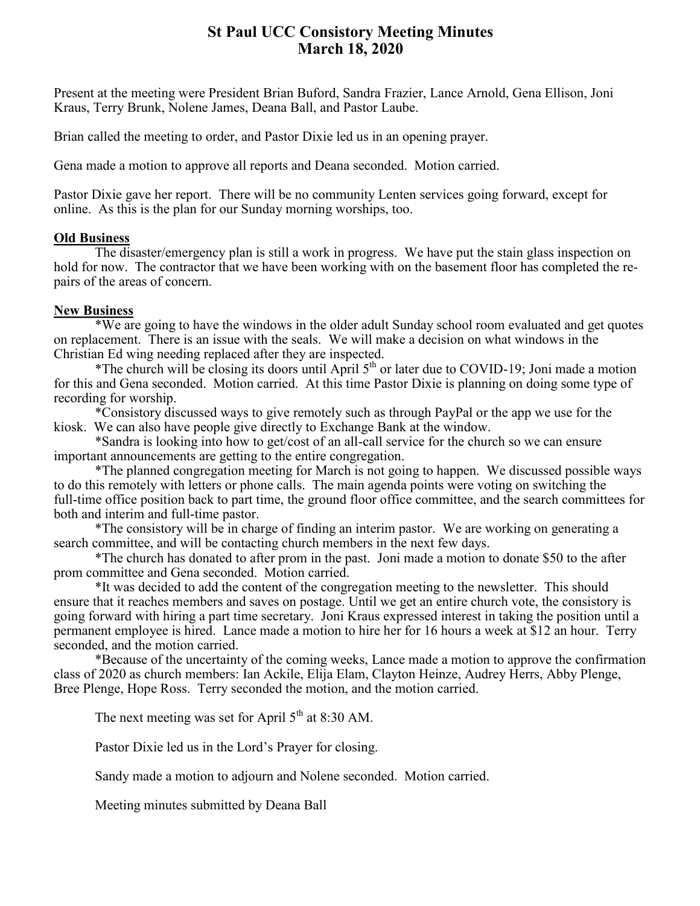# St Paul UCC Consistory Meeting Minutes
## March 18, 2020

Present at the meeting were President Brian Buford, Sandra Frazier, Lance Arnold, Gena Ellison, Joni Kraus, Terry Brunk, Nolene James, Deana Ball, and Pastor Laube.

Brian called the meeting to order, and Pastor Dixie led us in an opening prayer.

Gena made a motion to approve all reports and Deana seconded. Motion carried.

Pastor Dixie gave her report. There will be no community Lenten services going forward, except for online. As this is the plan for our Sunday morning worships, too.

**Old Business**

The disaster/emergency plan is still a work in progress. We have put the stain glass inspection on hold for now. The contractor that we have been working with on the basement floor has completed the repairs of the areas of concern.

**New Business**

*We are going to have the windows in the older adult Sunday school room evaluated and get quotes on replacement. There is an issue with the seals. We will make a decision on what windows in the Christian Ed wing needing replaced after they are inspected.

*The church will be closing its doors until April 5th or later due to COVID-19; Joni made a motion for this and Gena seconded. Motion carried. At this time Pastor Dixie is planning on doing some type of recording for worship.

*Consistory discussed ways to give remotely such as through PayPal or the app we use for the kiosk. We can also have people give directly to Exchange Bank at the window.

*Sandra is looking into how to get/cost of an all-call service for the church so we can ensure important announcements are getting to the entire congregation.

*The planned congregation meeting for March is not going to happen. We discussed possible ways to do this remotely with letters or phone calls. The main agenda points were voting on switching the full-time office position back to part time, the ground floor office committee, and the search committees for both and interim and full-time pastor.

*The consistory will be in charge of finding an interim pastor. We are working on generating a search committee, and will be contacting church members in the next few days.

*The church has donated to after prom in the past. Joni made a motion to donate $50 to the after prom committee and Gena seconded. Motion carried.

*It was decided to add the content of the congregation meeting to the newsletter. This should ensure that it reaches members and saves on postage. Until we get an entire church vote, the consistory is going forward with hiring a part time secretary. Joni Kraus expressed interest in taking the position until a permanent employee is hired. Lance made a motion to hire her for 16 hours a week at $12 an hour. Terry seconded, and the motion carried.

*Because of the uncertainty of the coming weeks, Lance made a motion to approve the confirmation class of 2020 as church members: Ian Ackile, Elija Elam, Clayton Heinze, Audrey Herrs, Abby Plenge, Bree Plenge, Hope Ross. Terry seconded the motion, and the motion carried.

The next meeting was set for April 5th at 8:30 AM.

Pastor Dixie led us in the Lord's Prayer for closing.

Sandy made a motion to adjourn and Nolene seconded. Motion carried.

Meeting minutes submitted by Deana Ball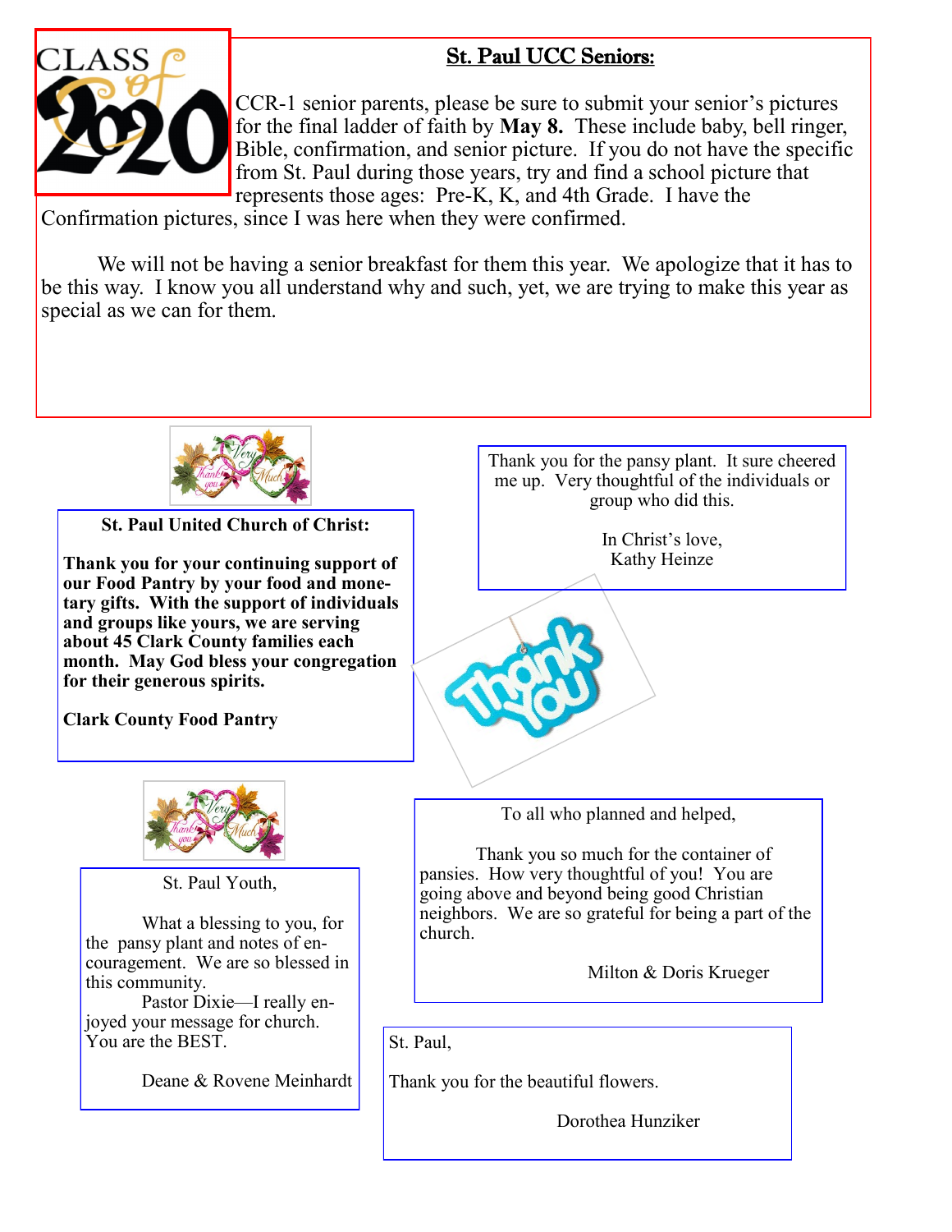## St. Paul UCC Seniors:

CCR-1 senior parents, please be sure to submit your senior's pictures for the final ladder of faith by **May 8.** These include baby, bell ringer, Bible, confirmation, and senior picture. If you do not have the specific from St. Paul during those years, try and find a school picture that represents those ages: Pre-K, K, and 4th Grade. I have the Confirmation pictures, since I was here when they were confirmed.

We will not be having a senior breakfast for them this year. We apologize that it has to be this way. I know you all understand why and such, yet, we are trying to make this year as special as we can for them.

---

**St. Paul United Church of Christ:**

**Thank you for your continuing support of our Food Pantry by your food and monetary gifts. With the support of individuals and groups like yours, we are serving about 45 Clark County families each month. May God bless your congregation for their generous spirits.**

**Clark County Food Pantry**

---

Thank you for the pansy plant. It sure cheered me up. Very thoughtful of the individuals or group who did this.

In Christ's love,
Kathy Heinze

---

St. Paul Youth,

What a blessing to you, for the pansy plant and notes of encouragement. We are so blessed in this community.

Pastor Dixie—I really enjoyed your message for church. You are the BEST.

Deane & Rovene Meinhardt

---

To all who planned and helped,

Thank you so much for the container of pansies. How very thoughtful of you! You are going above and beyond being good Christian neighbors. We are so grateful for being a part of the church.

Milton & Doris Krueger

---

St. Paul,

Thank you for the beautiful flowers.

Dorothea Hunziker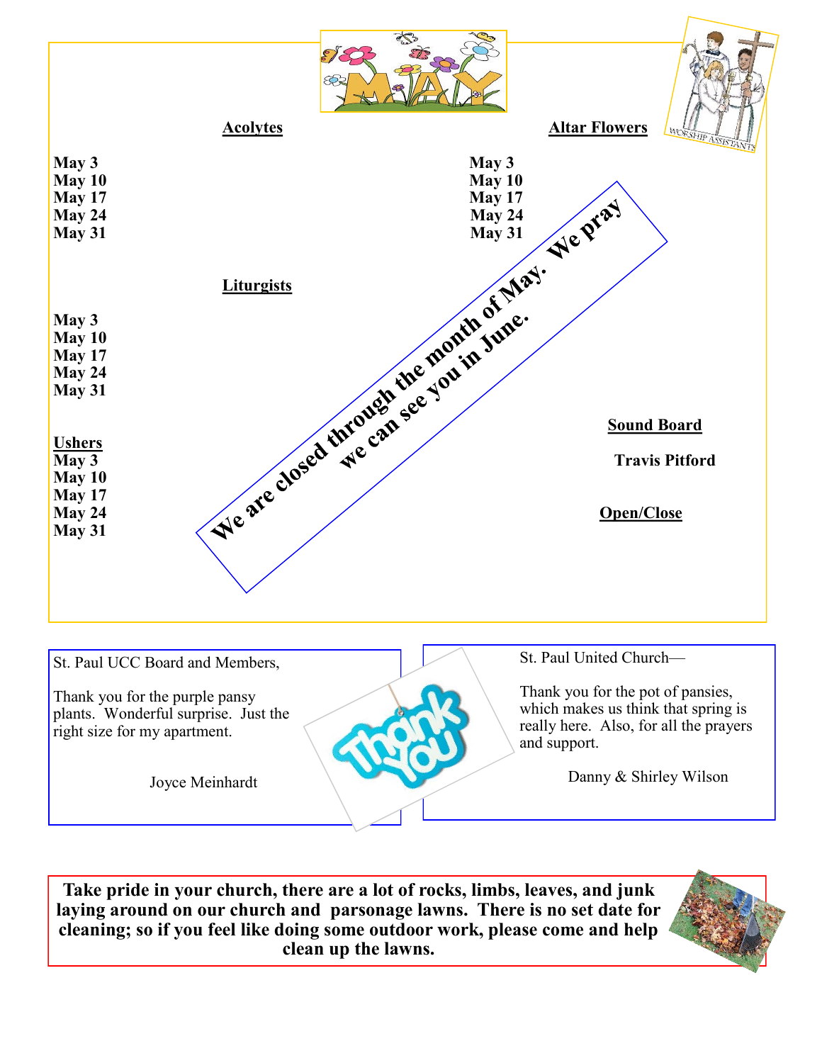# MAY

**Acolytes**

**May 3**
**May 10**
**May 17**
**May 24**
**May 31**

**Altar Flowers**

**May 3**
**May 10**
**May 17**
**May 24**
**May 31**

**Liturgists**

**May 3**
**May 10**
**May 17**
**May 24**
**May 31**

**Ushers**

**May 3**
**May 10**
**May 17**
**May 24**
**May 31**

**Sound Board**

**Travis Pitford**

**Open/Close**

**We are closed through the month of May. We pray we can see you in June.**

---

St. Paul UCC Board and Members,

Thank you for the purple pansy plants. Wonderful surprise. Just the right size for my apartment.

Joyce Meinhardt

---

St. Paul United Church—

Thank you for the pot of pansies, which makes us think that spring is really here. Also, for all the prayers and support.

Danny & Shirley Wilson

---

**Take pride in your church, there are a lot of rocks, limbs, leaves, and junk laying around on our church and parsonage lawns. There is no set date for cleaning; so if you feel like doing some outdoor work, please come and help clean up the lawns.**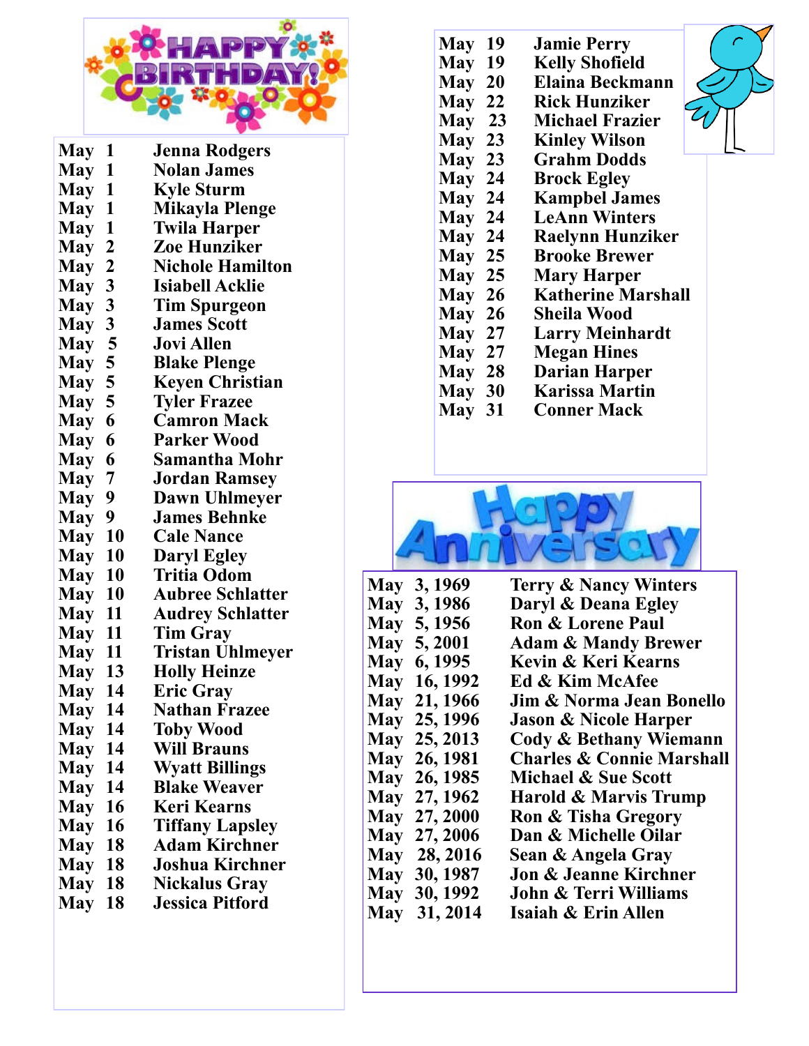# HAPPY BIRTHDAY!

| Date | Name |
|---|---|
| May 1 | Jenna Rodgers |
| May 1 | Nolan James |
| May 1 | Kyle Sturm |
| May 1 | Mikayla Plenge |
| May 1 | Twila Harper |
| May 2 | Zoe Hunziker |
| May 2 | Nichole Hamilton |
| May 3 | Isiabell Acklie |
| May 3 | Tim Spurgeon |
| May 3 | James Scott |
| May 5 | Jovi Allen |
| May 5 | Blake Plenge |
| May 5 | Keyen Christian |
| May 5 | Tyler Frazee |
| May 6 | Camron Mack |
| May 6 | Parker Wood |
| May 6 | Samantha Mohr |
| May 7 | Jordan Ramsey |
| May 9 | Dawn Uhlmeyer |
| May 9 | James Behnke |
| May 10 | Cale Nance |
| May 10 | Daryl Egley |
| May 10 | Tritia Odom |
| May 10 | Aubree Schlatter |
| May 11 | Audrey Schlatter |
| May 11 | Tim Gray |
| May 11 | Tristan Uhlmeyer |
| May 13 | Holly Heinze |
| May 14 | Eric Gray |
| May 14 | Nathan Frazee |
| May 14 | Toby Wood |
| May 14 | Will Brauns |
| May 14 | Wyatt Billings |
| May 14 | Blake Weaver |
| May 16 | Keri Kearns |
| May 16 | Tiffany Lapsley |
| May 18 | Adam Kirchner |
| May 18 | Joshua Kirchner |
| May 18 | Nickalus Gray |
| May 18 | Jessica Pitford |
| May 19 | Jamie Perry |
| May 19 | Kelly Shofield |
| May 20 | Elaina Beckmann |
| May 22 | Rick Hunziker |
| May 23 | Michael Frazier |
| May 23 | Kinley Wilson |
| May 23 | Grahm Dodds |
| May 24 | Brock Egley |
| May 24 | Kampbel James |
| May 24 | LeAnn Winters |
| May 24 | Raelynn Hunziker |
| May 25 | Brooke Brewer |
| May 25 | Mary Harper |
| May 26 | Katherine Marshall |
| May 26 | Sheila Wood |
| May 27 | Larry Meinhardt |
| May 27 | Megan Hines |
| May 28 | Darian Harper |
| May 30 | Karissa Martin |
| May 31 | Conner Mack |

# Happy Anniversary

| Date | Names |
|---|---|
| May 3, 1969 | Terry & Nancy Winters |
| May 3, 1986 | Daryl & Deana Egley |
| May 5, 1956 | Ron & Lorene Paul |
| May 5, 2001 | Adam & Mandy Brewer |
| May 6, 1995 | Kevin & Keri Kearns |
| May 16, 1992 | Ed & Kim McAfee |
| May 21, 1966 | Jim & Norma Jean Bonello |
| May 25, 1996 | Jason & Nicole Harper |
| May 25, 2013 | Cody & Bethany Wiemann |
| May 26, 1981 | Charles & Connie Marshall |
| May 26, 1985 | Michael & Sue Scott |
| May 27, 1962 | Harold & Marvis Trump |
| May 27, 2000 | Ron & Tisha Gregory |
| May 27, 2006 | Dan & Michelle Oilar |
| May 28, 2016 | Sean & Angela Gray |
| May 30, 1987 | Jon & Jeanne Kirchner |
| May 30, 1992 | John & Terri Williams |
| May 31, 2014 | Isaiah & Erin Allen |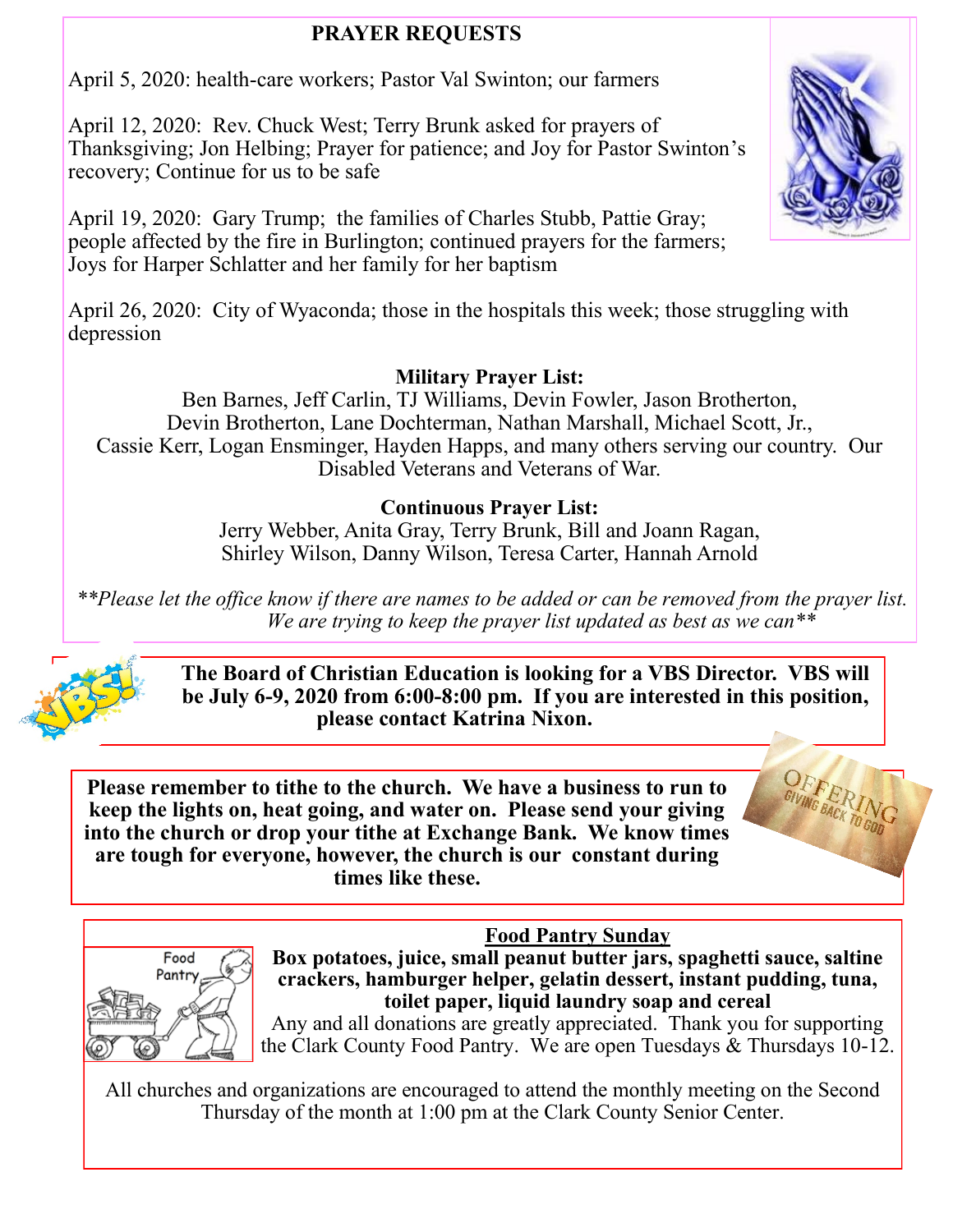## PRAYER REQUESTS

April 5, 2020: health-care workers; Pastor Val Swinton; our farmers

April 12, 2020: Rev. Chuck West; Terry Brunk asked for prayers of Thanksgiving; Jon Helbing; Prayer for patience; and Joy for Pastor Swinton's recovery; Continue for us to be safe

April 19, 2020: Gary Trump; the families of Charles Stubb, Pattie Gray; people affected by the fire in Burlington; continued prayers for the farmers; Joys for Harper Schlatter and her family for her baptism

April 26, 2020: City of Wyaconda; those in the hospitals this week; those struggling with depression

**Military Prayer List:**

Ben Barnes, Jeff Carlin, TJ Williams, Devin Fowler, Jason Brotherton, Devin Brotherton, Lane Dochterman, Nathan Marshall, Michael Scott, Jr., Cassie Kerr, Logan Ensminger, Hayden Happs, and many others serving our country. Our Disabled Veterans and Veterans of War.

**Continuous Prayer List:**

Jerry Webber, Anita Gray, Terry Brunk, Bill and Joann Ragan, Shirley Wilson, Danny Wilson, Teresa Carter, Hannah Arnold

*\*\*Please let the office know if there are names to be added or can be removed from the prayer list. We are trying to keep the prayer list updated as best as we can\*\**

**The Board of Christian Education is looking for a VBS Director. VBS will be July 6-9, 2020 from 6:00-8:00 pm. If you are interested in this position, please contact Katrina Nixon.**

**Please remember to tithe to the church. We have a business to run to keep the lights on, heat going, and water on. Please send your giving into the church or drop your tithe at Exchange Bank. We know times are tough for everyone, however, the church is our constant during times like these.**

**Food Pantry Sunday**

**Box potatoes, juice, small peanut butter jars, spaghetti sauce, saltine crackers, hamburger helper, gelatin dessert, instant pudding, tuna, toilet paper, liquid laundry soap and cereal**

Any and all donations are greatly appreciated. Thank you for supporting the Clark County Food Pantry. We are open Tuesdays & Thursdays 10-12.

All churches and organizations are encouraged to attend the monthly meeting on the Second Thursday of the month at 1:00 pm at the Clark County Senior Center.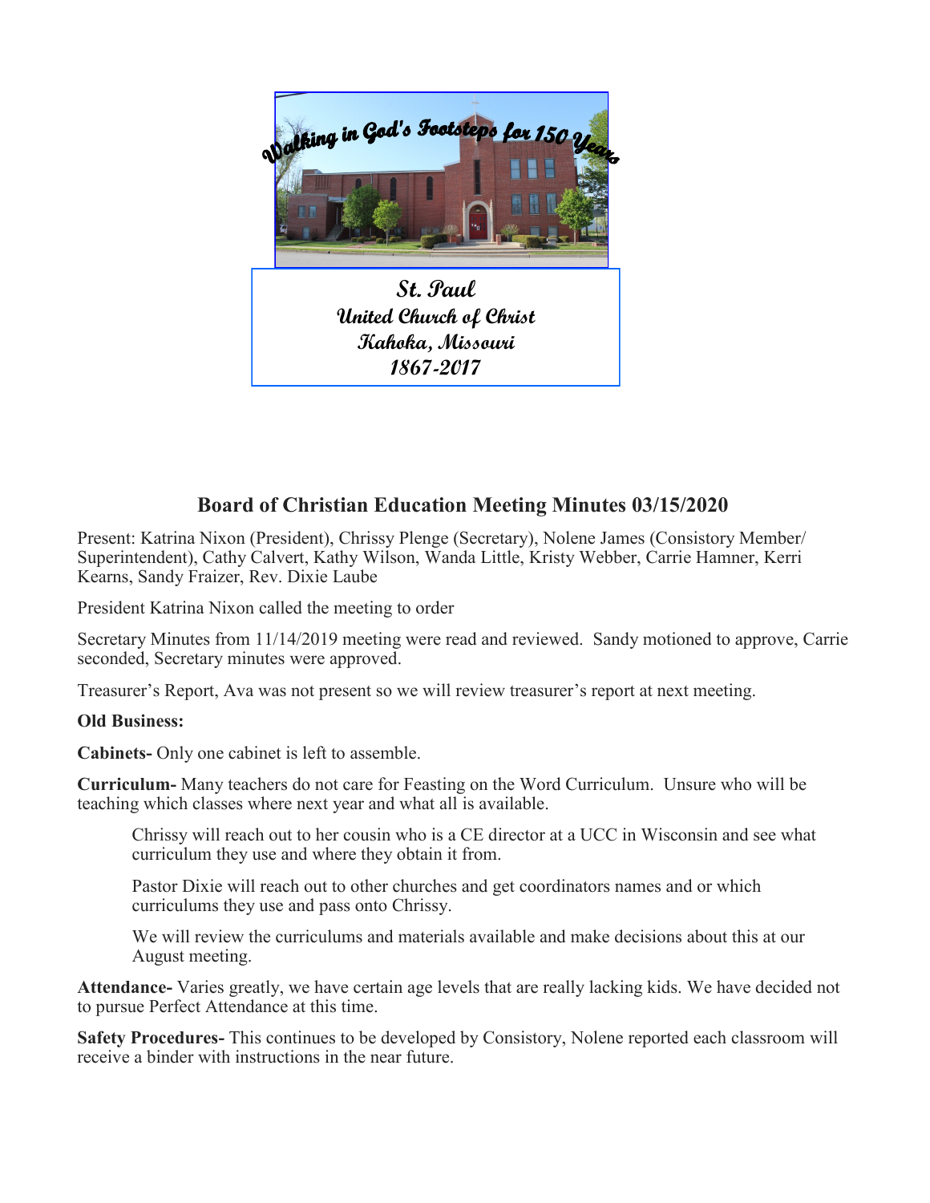Walking in God's Footsteps for 150 Years

**St. Paul**
**United Church of Christ**
**Kahoka, Missouri**
**1867-2017**

## Board of Christian Education Meeting Minutes 03/15/2020

Present: Katrina Nixon (President), Chrissy Plenge (Secretary), Nolene James (Consistory Member/ Superintendent), Cathy Calvert, Kathy Wilson, Wanda Little, Kristy Webber, Carrie Hamner, Kerri Kearns, Sandy Fraizer, Rev. Dixie Laube

President Katrina Nixon called the meeting to order

Secretary Minutes from 11/14/2019 meeting were read and reviewed. Sandy motioned to approve, Carrie seconded, Secretary minutes were approved.

Treasurer's Report, Ava was not present so we will review treasurer's report at next meeting.

**Old Business:**

**Cabinets-** Only one cabinet is left to assemble.

**Curriculum-** Many teachers do not care for Feasting on the Word Curriculum. Unsure who will be teaching which classes where next year and what all is available.

> Chrissy will reach out to her cousin who is a CE director at a UCC in Wisconsin and see what curriculum they use and where they obtain it from.
>
> Pastor Dixie will reach out to other churches and get coordinators names and or which curriculums they use and pass onto Chrissy.
>
> We will review the curriculums and materials available and make decisions about this at our August meeting.

**Attendance-** Varies greatly, we have certain age levels that are really lacking kids. We have decided not to pursue Perfect Attendance at this time.

**Safety Procedures-** This continues to be developed by Consistory, Nolene reported each classroom will receive a binder with instructions in the near future.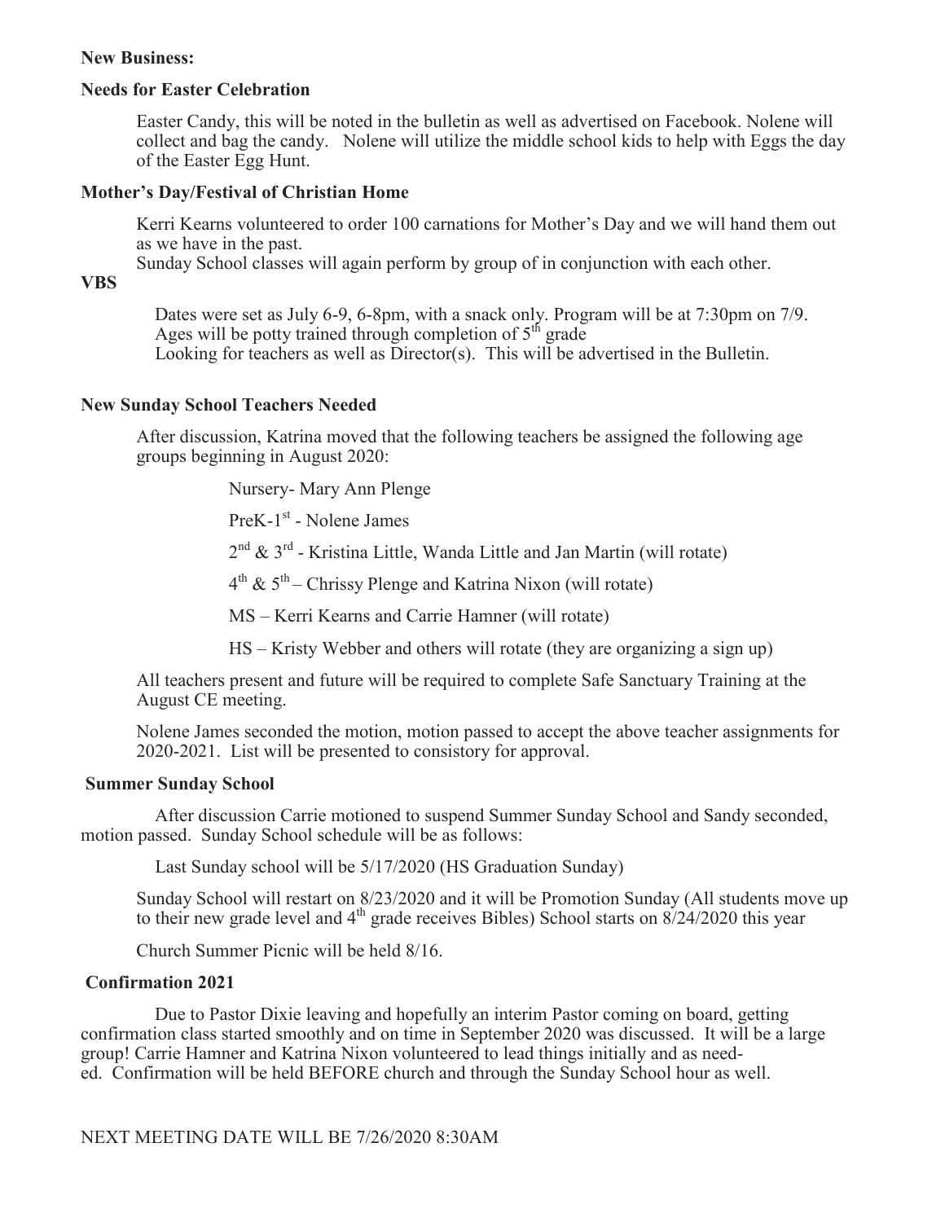**New Business:**

**Needs for Easter Celebration**

Easter Candy, this will be noted in the bulletin as well as advertised on Facebook. Nolene will collect and bag the candy. Nolene will utilize the middle school kids to help with Eggs the day of the Easter Egg Hunt.

**Mother's Day/Festival of Christian Home**

Kerri Kearns volunteered to order 100 carnations for Mother's Day and we will hand them out as we have in the past.

Sunday School classes will again perform by group of in conjunction with each other.

**VBS**

Dates were set as July 6-9, 6-8pm, with a snack only. Program will be at 7:30pm on 7/9.
Ages will be potty trained through completion of 5th grade
Looking for teachers as well as Director(s). This will be advertised in the Bulletin.

**New Sunday School Teachers Needed**

After discussion, Katrina moved that the following teachers be assigned the following age groups beginning in August 2020:

Nursery- Mary Ann Plenge

PreK-1st - Nolene James

2nd & 3rd - Kristina Little, Wanda Little and Jan Martin (will rotate)

4th & 5th – Chrissy Plenge and Katrina Nixon (will rotate)

MS – Kerri Kearns and Carrie Hamner (will rotate)

HS – Kristy Webber and others will rotate (they are organizing a sign up)

All teachers present and future will be required to complete Safe Sanctuary Training at the August CE meeting.

Nolene James seconded the motion, motion passed to accept the above teacher assignments for 2020-2021. List will be presented to consistory for approval.

**Summer Sunday School**

After discussion Carrie motioned to suspend Summer Sunday School and Sandy seconded, motion passed. Sunday School schedule will be as follows:

Last Sunday school will be 5/17/2020 (HS Graduation Sunday)

Sunday School will restart on 8/23/2020 and it will be Promotion Sunday (All students move up to their new grade level and 4th grade receives Bibles) School starts on 8/24/2020 this year

Church Summer Picnic will be held 8/16.

**Confirmation 2021**

Due to Pastor Dixie leaving and hopefully an interim Pastor coming on board, getting confirmation class started smoothly and on time in September 2020 was discussed. It will be a large group! Carrie Hamner and Katrina Nixon volunteered to lead things initially and as needed. Confirmation will be held BEFORE church and through the Sunday School hour as well.

NEXT MEETING DATE WILL BE 7/26/2020 8:30AM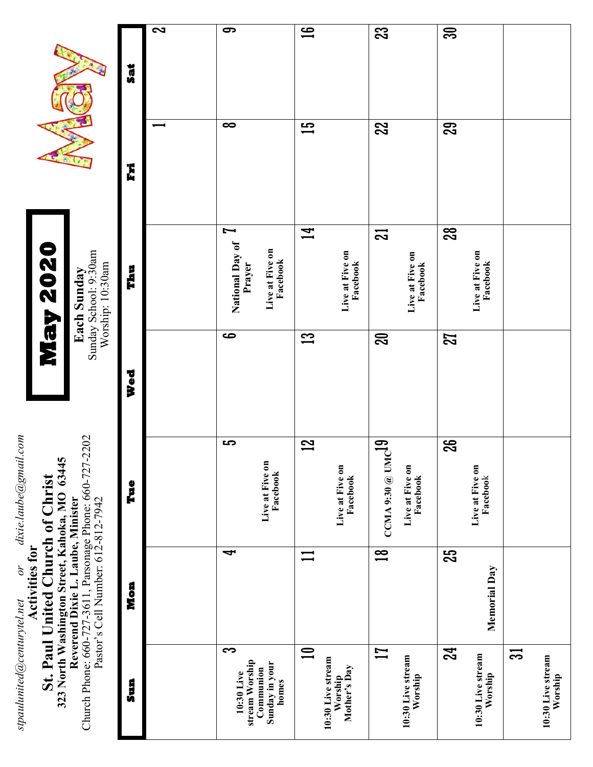stpaulunited@centurytel.net *or* *dixie.laube@gmail.com*

**Activities for**

# St. Paul United Church of Christ

**323 North Washington Street, Kahoka, MO 63445**

**Reverend Dixie L. Laube, Minister**

Church Phone: 660-727-3611, Parsonage Phone: 660-727-2202

Pastor's Cell Number: 612-812-7942

# May 2020

**Each Sunday**

Sunday School: 9:30am

Worship: 10:30am

| Sun | Mon | Tue | Wed | Thu | Fri | Sat |
|---|---|---|---|---|---|---|
| | | | | | 1 | 2 |
| 3 **10:30 Live stream Worship Communion Sunday in your homes** | 4 | 5 **Live at Five on Facebook** | 6 | 7 **National Day of Prayer** **Live at Five on Facebook** | 8 | 9 |
| 10 **10:30 Live stream Worship Mother's Day** | 11 | 12 **Live at Five on Facebook** | 13 | 14 **Live at Five on Facebook** | 15 | 16 |
| 17 **10:30 Live stream Worship** | 18 | 19 **CCMA 9:30 @ UMC** **Live at Five on Facebook** | 20 | 21 **Live at Five on Facebook** | 22 | 23 |
| 24 **10:30 Live stream Worship** | 25 **Memorial Day** | 26 **Live at Five on Facebook** | 27 | 28 **Live at Five on Facebook** | 29 | 30 |
| 31 **10:30 Live stream Worship** | | | | | | |